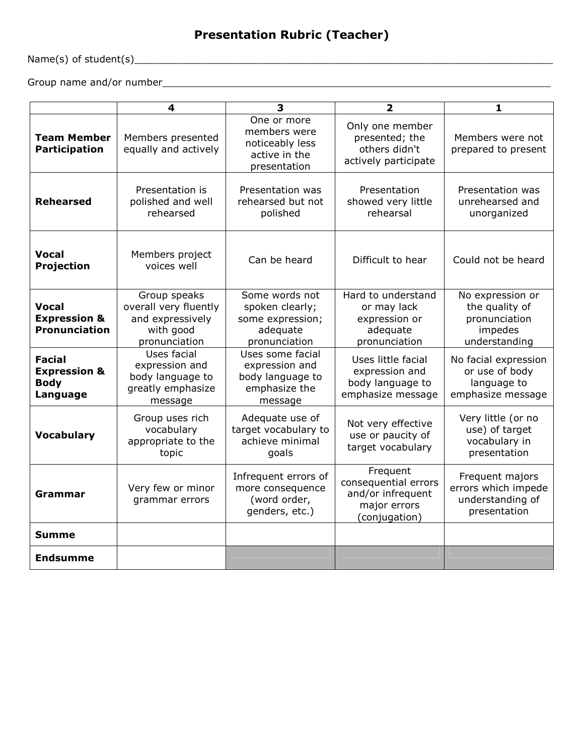# Presentation Rubric (Teacher)

Name(s) of student(s)_______________________________________________________________________

Group name and/or number___________________________________________________________________

| | 4 | 3 | 2 | 1 |
|---|---|---|---|---|
| **Team Member Participation** | Members presented equally and actively | One or more members were noticeably less active in the presentation | Only one member presented; the others didn't actively participate | Members were not prepared to present |
| **Rehearsed** | Presentation is polished and well rehearsed | Presentation was rehearsed but not polished | Presentation showed very little rehearsal | Presentation was unrehearsed and unorganized |
| **Vocal Projection** | Members project voices well | Can be heard | Difficult to hear | Could not be heard |
| **Vocal Expression & Pronunciation** | Group speaks overall very fluently and expressively with good pronunciation | Some words not spoken clearly; some expression; adequate pronunciation | Hard to understand or may lack expression or adequate pronunciation | No expression or the quality of pronunciation impedes understanding |
| **Facial Expression & Body Language** | Uses facial expression and body language to greatly emphasize message | Uses some facial expression and body language to emphasize the message | Uses little facial expression and body language to emphasize message | No facial expression or use of body language to emphasize message |
| **Vocabulary** | Group uses rich vocabulary appropriate to the topic | Adequate use of target vocabulary to achieve minimal goals | Not very effective use or paucity of target vocabulary | Very little (or no use) of target vocabulary in presentation |
| **Grammar** | Very few or minor grammar errors | Infrequent errors of more consequence (word order, genders, etc.) | Frequent consequential errors and/or infrequent major errors (conjugation) | Frequent majors errors which impede understanding of presentation |
| **Summe** | | | | |
| **Endsumme** | | | | |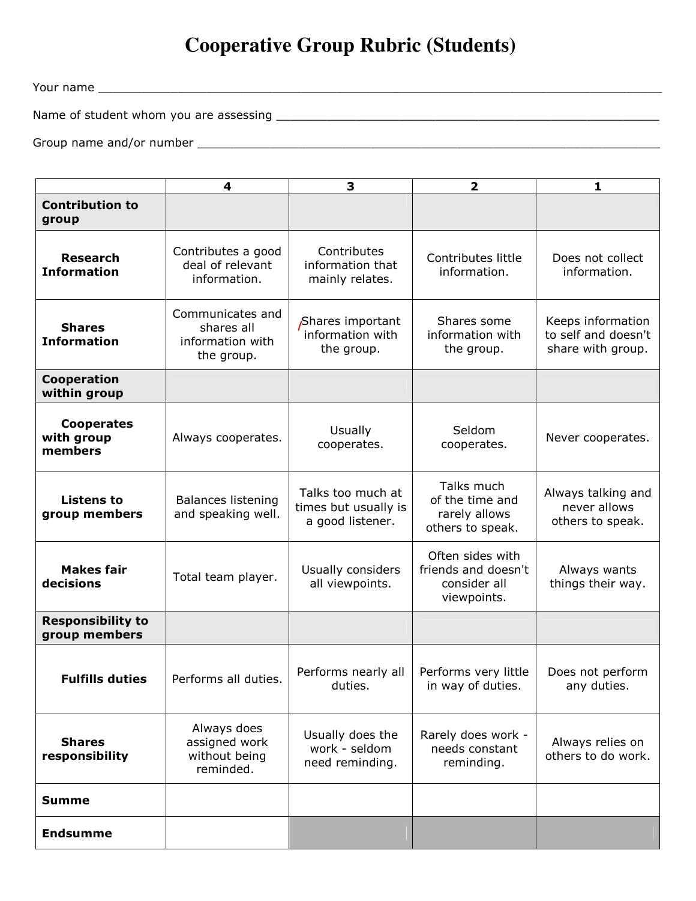# Cooperative Group Rubric (Students)

Your name ___________________________________________________________________________

Name of student whom you are assessing ___________________________________________________

Group name and/or number ______________________________________________________________

| | 4 | 3 | 2 | 1 |
|---|---|---|---|---|
| **Contribution to group** | | | | |
| **Research Information** | Contributes a good deal of relevant information. | Contributes information that mainly relates. | Contributes little information. | Does not collect information. |
| **Shares Information** | Communicates and shares all information with the group. | Shares important information with the group. | Shares some information with the group. | Keeps information to self and doesn't share with group. |
| **Cooperation within group** | | | | |
| **Cooperates with group members** | Always cooperates. | Usually cooperates. | Seldom cooperates. | Never cooperates. |
| **Listens to group members** | Balances listening and speaking well. | Talks too much at times but usually is a good listener. | Talks much of the time and rarely allows others to speak. | Always talking and never allows others to speak. |
| **Makes fair decisions** | Total team player. | Usually considers all viewpoints. | Often sides with friends and doesn't consider all viewpoints. | Always wants things their way. |
| **Responsibility to group members** | | | | |
| **Fulfills duties** | Performs all duties. | Performs nearly all duties. | Performs very little in way of duties. | Does not perform any duties. |
| **Shares responsibility** | Always does assigned work without being reminded. | Usually does the work - seldom need reminding. | Rarely does work - needs constant reminding. | Always relies on others to do work. |
| **Summe** | | | | |
| **Endsumme** | | | | |